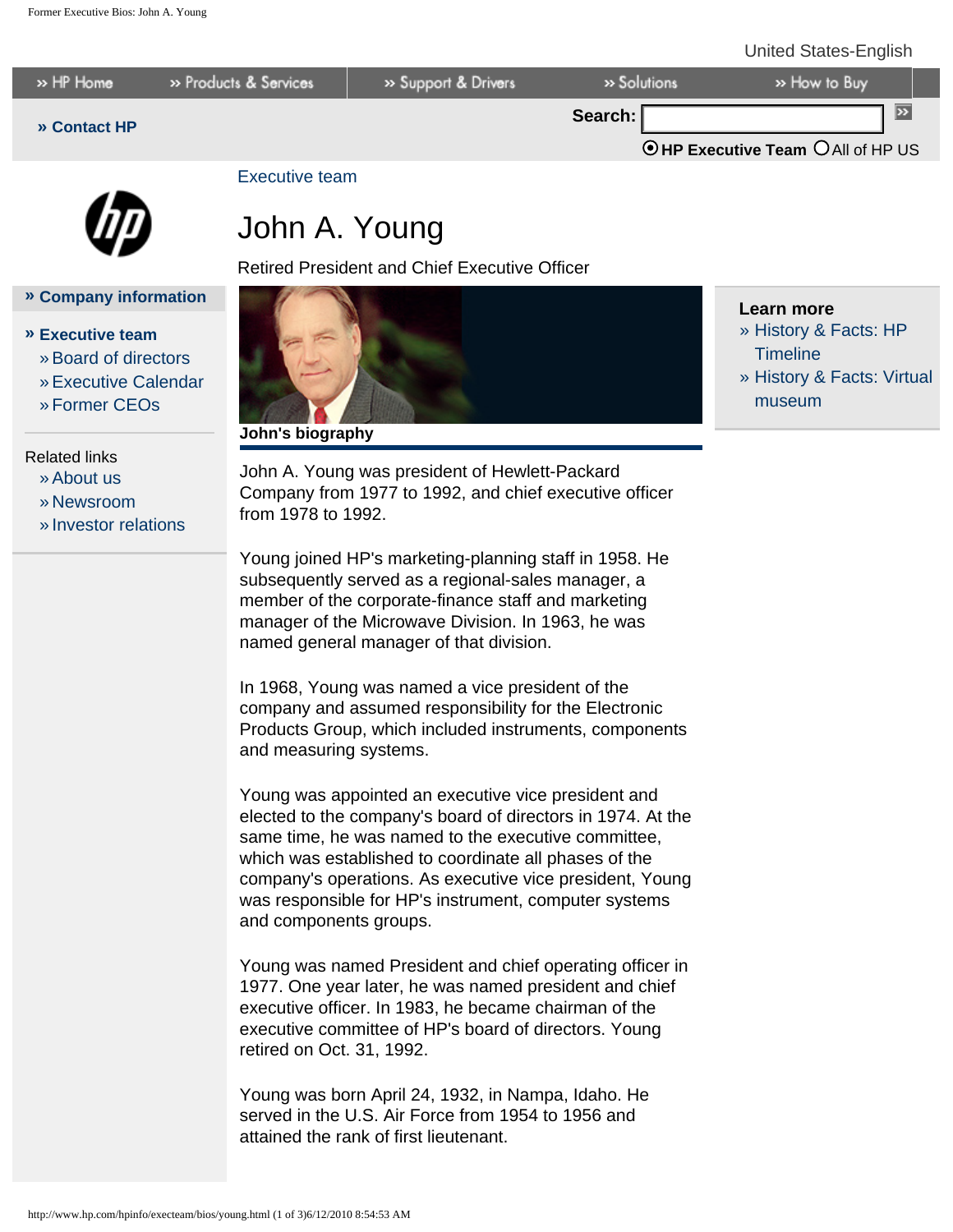United States-English

» HP Home | » Products & Services | » Support & Drivers | » Solutions | » How to Buy

» Contact HP

Search: HP Executive Team / All of HP US

» Company information

» Executive team
- » Board of directors
- » Executive Calendar
- » Former CEOs

Related links
- » About us
- » Newsroom
- » Investor relations

Executive team

# John A. Young

Retired President and Chief Executive Officer

**John's biography**

John A. Young was president of Hewlett-Packard Company from 1977 to 1992, and chief executive officer from 1978 to 1992.

Young joined HP's marketing-planning staff in 1958. He subsequently served as a regional-sales manager, a member of the corporate-finance staff and marketing manager of the Microwave Division. In 1963, he was named general manager of that division.

In 1968, Young was named a vice president of the company and assumed responsibility for the Electronic Products Group, which included instruments, components and measuring systems.

Young was appointed an executive vice president and elected to the company's board of directors in 1974. At the same time, he was named to the executive committee, which was established to coordinate all phases of the company's operations. As executive vice president, Young was responsible for HP's instrument, computer systems and components groups.

Young was named President and chief operating officer in 1977. One year later, he was named president and chief executive officer. In 1983, he became chairman of the executive committee of HP's board of directors. Young retired on Oct. 31, 1992.

Young was born April 24, 1932, in Nampa, Idaho. He served in the U.S. Air Force from 1954 to 1956 and attained the rank of first lieutenant.

**Learn more**
- » History & Facts: HP Timeline
- » History & Facts: Virtual museum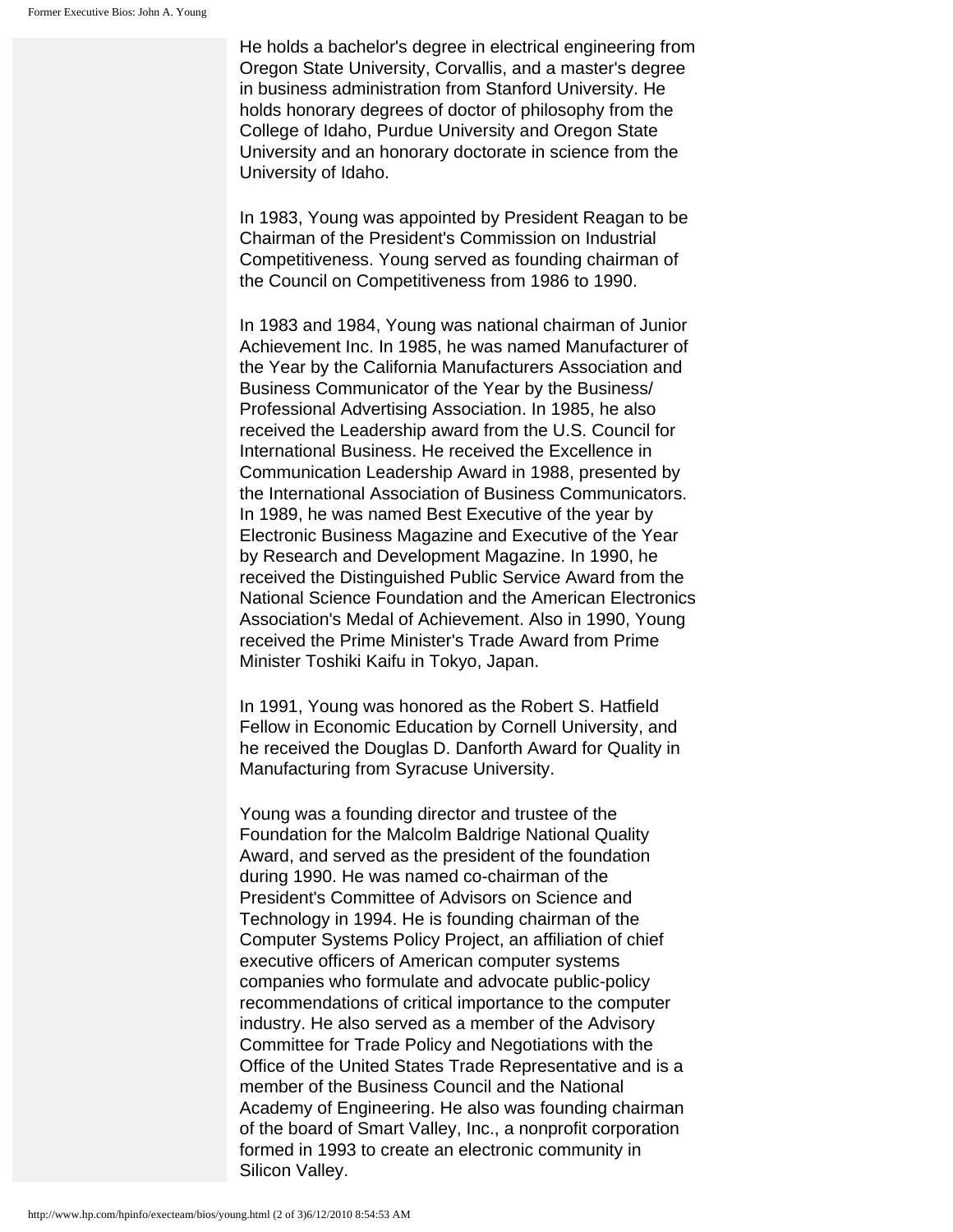He holds a bachelor's degree in electrical engineering from Oregon State University, Corvallis, and a master's degree in business administration from Stanford University. He holds honorary degrees of doctor of philosophy from the College of Idaho, Purdue University and Oregon State University and an honorary doctorate in science from the University of Idaho.

In 1983, Young was appointed by President Reagan to be Chairman of the President's Commission on Industrial Competitiveness. Young served as founding chairman of the Council on Competitiveness from 1986 to 1990.

In 1983 and 1984, Young was national chairman of Junior Achievement Inc. In 1985, he was named Manufacturer of the Year by the California Manufacturers Association and Business Communicator of the Year by the Business/ Professional Advertising Association. In 1985, he also received the Leadership award from the U.S. Council for International Business. He received the Excellence in Communication Leadership Award in 1988, presented by the International Association of Business Communicators. In 1989, he was named Best Executive of the year by Electronic Business Magazine and Executive of the Year by Research and Development Magazine. In 1990, he received the Distinguished Public Service Award from the National Science Foundation and the American Electronics Association's Medal of Achievement. Also in 1990, Young received the Prime Minister's Trade Award from Prime Minister Toshiki Kaifu in Tokyo, Japan.

In 1991, Young was honored as the Robert S. Hatfield Fellow in Economic Education by Cornell University, and he received the Douglas D. Danforth Award for Quality in Manufacturing from Syracuse University.

Young was a founding director and trustee of the Foundation for the Malcolm Baldrige National Quality Award, and served as the president of the foundation during 1990. He was named co-chairman of the President's Committee of Advisors on Science and Technology in 1994. He is founding chairman of the Computer Systems Policy Project, an affiliation of chief executive officers of American computer systems companies who formulate and advocate public-policy recommendations of critical importance to the computer industry. He also served as a member of the Advisory Committee for Trade Policy and Negotiations with the Office of the United States Trade Representative and is a member of the Business Council and the National Academy of Engineering. He also was founding chairman of the board of Smart Valley, Inc., a nonprofit corporation formed in 1993 to create an electronic community in Silicon Valley.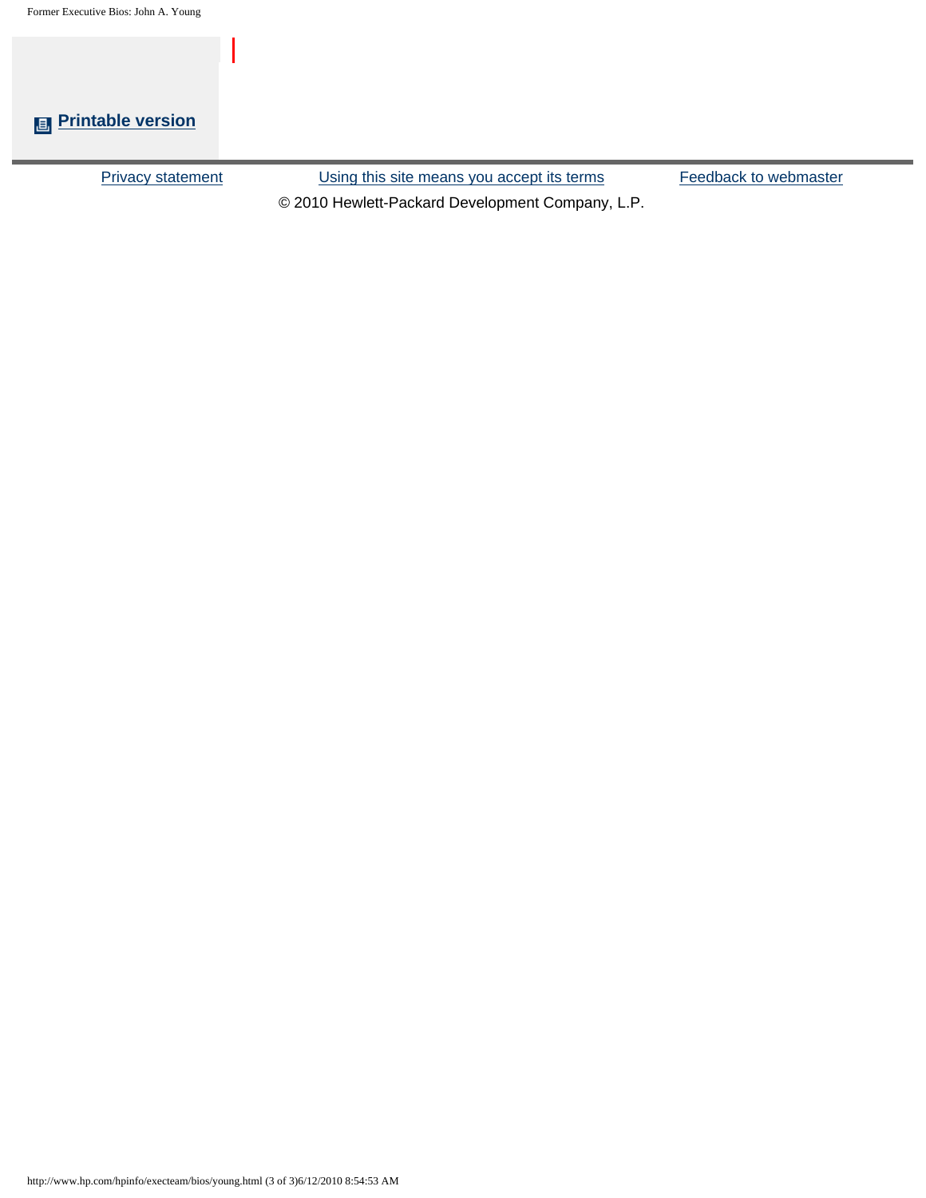**Printable version**

Privacy statement | Using this site means you accept its terms | Feedback to webmaster

© 2010 Hewlett-Packard Development Company, L.P.